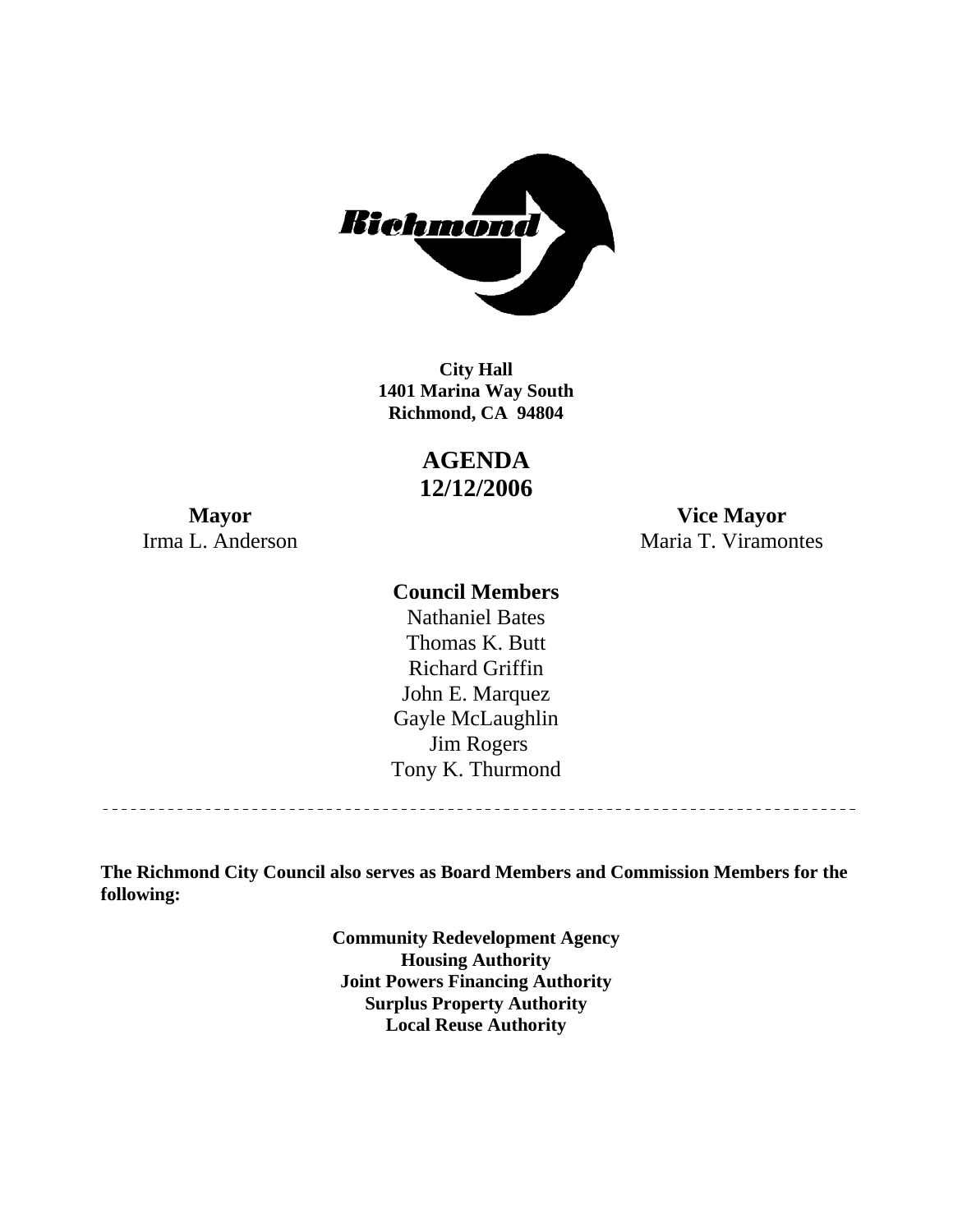Richmond

**City Hall**
**1401 Marina Way South**
**Richmond, CA 94804**

# AGENDA
# 12/12/2006

**Mayor**
Irma L. Anderson

**Vice Mayor**
Maria T. Viramontes

**Council Members**
Nathaniel Bates
Thomas K. Butt
Richard Griffin
John E. Marquez
Gayle McLaughlin
Jim Rogers
Tony K. Thurmond

---

**The Richmond City Council also serves as Board Members and Commission Members for the following:**

**Community Redevelopment Agency**
**Housing Authority**
**Joint Powers Financing Authority**
**Surplus Property Authority**
**Local Reuse Authority**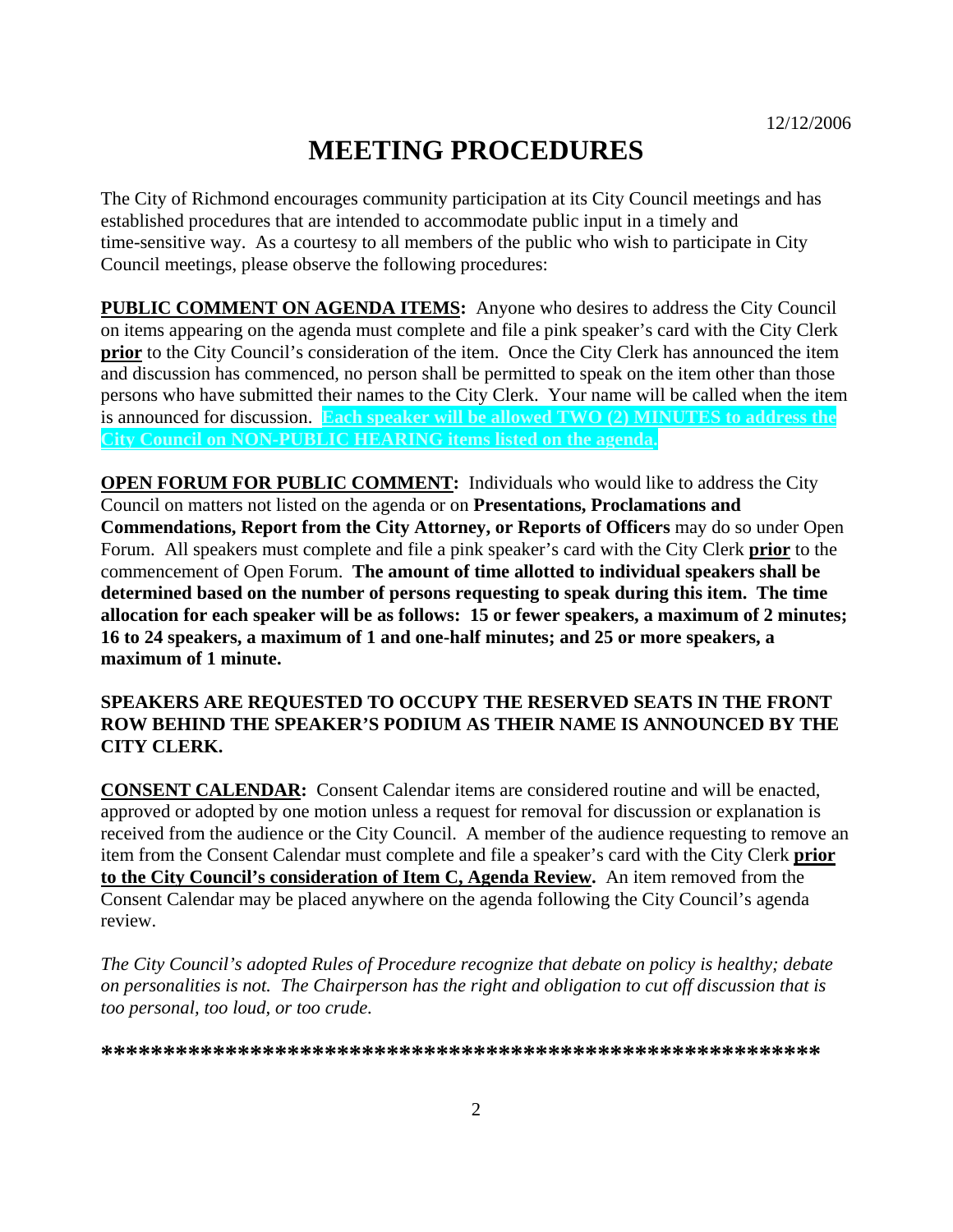12/12/2006

# MEETING PROCEDURES

The City of Richmond encourages community participation at its City Council meetings and has established procedures that are intended to accommodate public input in a timely and time-sensitive way. As a courtesy to all members of the public who wish to participate in City Council meetings, please observe the following procedures:

**PUBLIC COMMENT ON AGENDA ITEMS:** Anyone who desires to address the City Council on items appearing on the agenda must complete and file a pink speaker's card with the City Clerk **prior** to the City Council's consideration of the item. Once the City Clerk has announced the item and discussion has commenced, no person shall be permitted to speak on the item other than those persons who have submitted their names to the City Clerk. Your name will be called when the item is announced for discussion. **Each speaker will be allowed TWO (2) MINUTES to address the City Council on NON-PUBLIC HEARING items listed on the agenda.**

**OPEN FORUM FOR PUBLIC COMMENT:** Individuals who would like to address the City Council on matters not listed on the agenda or on **Presentations, Proclamations and Commendations, Report from the City Attorney, or Reports of Officers** may do so under Open Forum. All speakers must complete and file a pink speaker's card with the City Clerk **prior** to the commencement of Open Forum. **The amount of time allotted to individual speakers shall be determined based on the number of persons requesting to speak during this item. The time allocation for each speaker will be as follows: 15 or fewer speakers, a maximum of 2 minutes; 16 to 24 speakers, a maximum of 1 and one-half minutes; and 25 or more speakers, a maximum of 1 minute.**

**SPEAKERS ARE REQUESTED TO OCCUPY THE RESERVED SEATS IN THE FRONT ROW BEHIND THE SPEAKER'S PODIUM AS THEIR NAME IS ANNOUNCED BY THE CITY CLERK.**

**CONSENT CALENDAR:** Consent Calendar items are considered routine and will be enacted, approved or adopted by one motion unless a request for removal for discussion or explanation is received from the audience or the City Council. A member of the audience requesting to remove an item from the Consent Calendar must complete and file a speaker's card with the City Clerk **prior to the City Council's consideration of Item C, Agenda Review.** An item removed from the Consent Calendar may be placed anywhere on the agenda following the City Council's agenda review.

*The City Council's adopted Rules of Procedure recognize that debate on policy is healthy; debate on personalities is not. The Chairperson has the right and obligation to cut off discussion that is too personal, too loud, or too crude.*

**********************************************************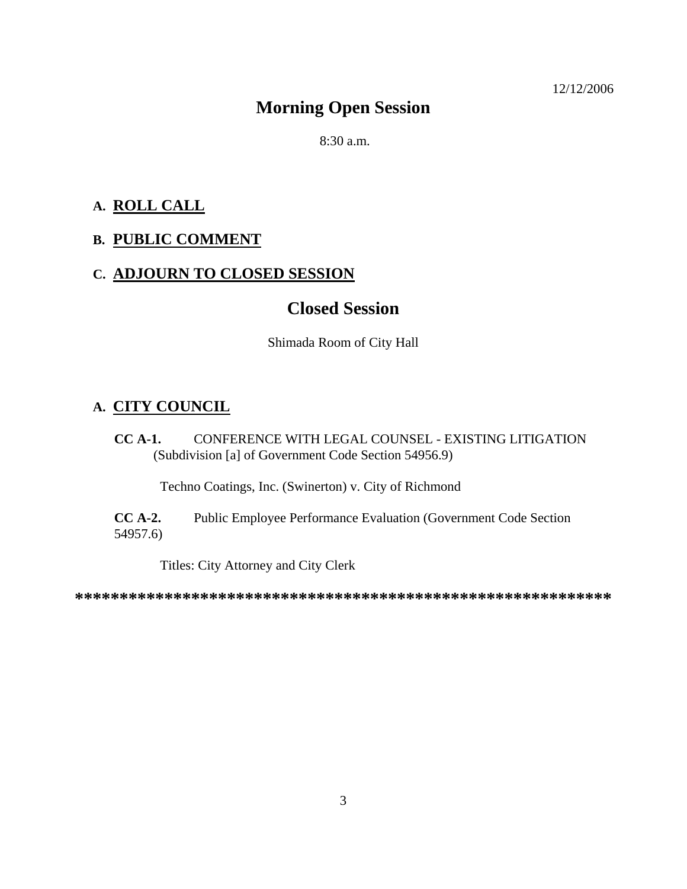12/12/2006

# Morning Open Session

8:30 a.m.

## A. ROLL CALL

## B. PUBLIC COMMENT

## C. ADJOURN TO CLOSED SESSION

# Closed Session

Shimada Room of City Hall

## A. CITY COUNCIL

**CC A-1.** CONFERENCE WITH LEGAL COUNSEL - EXISTING LITIGATION (Subdivision [a] of Government Code Section 54956.9)

Techno Coatings, Inc. (Swinerton) v. City of Richmond

**CC A-2.** Public Employee Performance Evaluation (Government Code Section 54957.6)

Titles: City Attorney and City Clerk

**************************************************************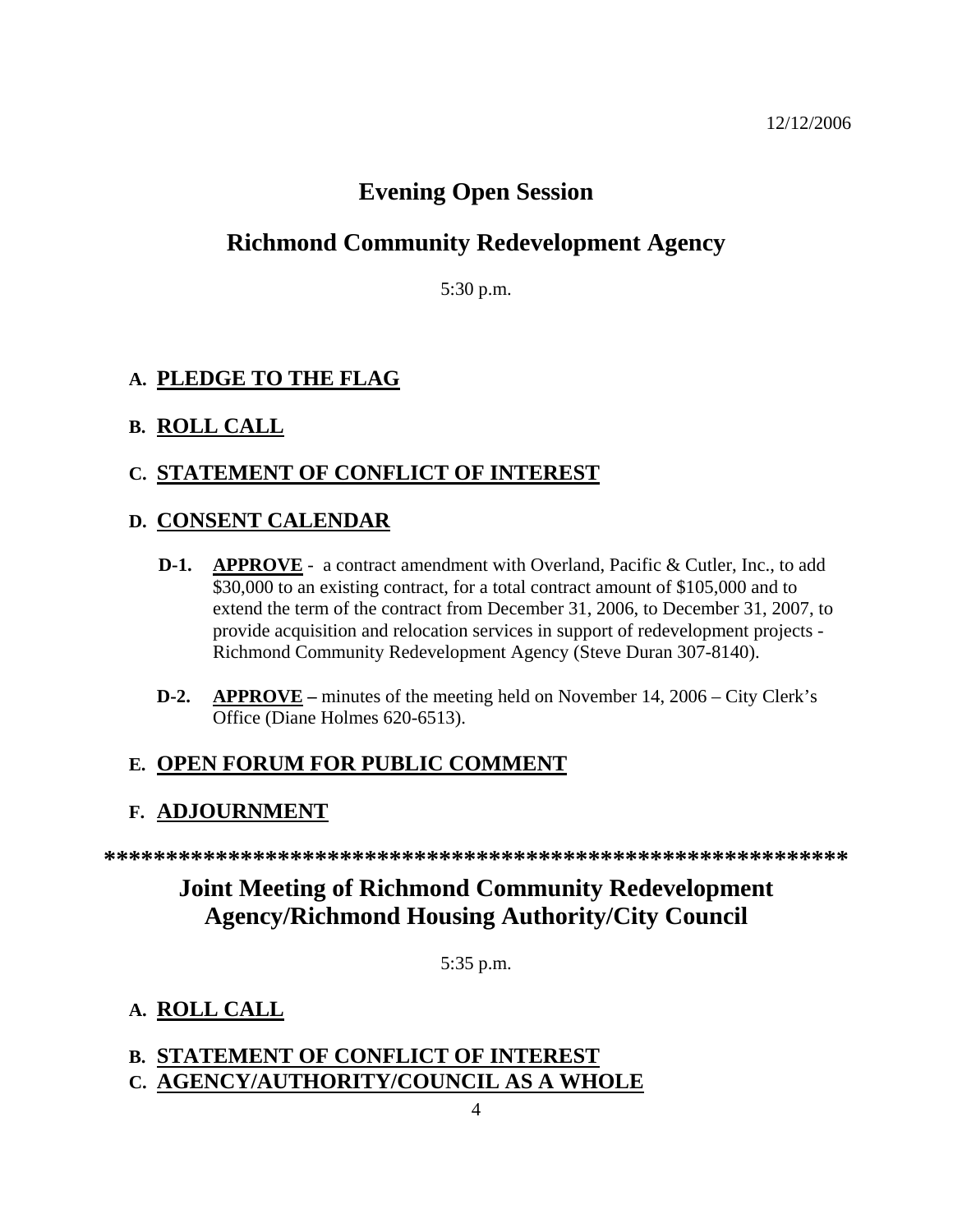12/12/2006

# Evening Open Session

# Richmond Community Redevelopment Agency

5:30 p.m.

**A. PLEDGE TO THE FLAG**

**B. ROLL CALL**

**C. STATEMENT OF CONFLICT OF INTEREST**

**D. CONSENT CALENDAR**

**D-1.** **APPROVE** - a contract amendment with Overland, Pacific & Cutler, Inc., to add $30,000 to an existing contract, for a total contract amount of $105,000 and to extend the term of the contract from December 31, 2006, to December 31, 2007, to provide acquisition and relocation services in support of redevelopment projects - Richmond Community Redevelopment Agency (Steve Duran 307-8140).

**D-2.** **APPROVE** – minutes of the meeting held on November 14, 2006 – City Clerk's Office (Diane Holmes 620-6513).

**E. OPEN FORUM FOR PUBLIC COMMENT**

**F. ADJOURNMENT**

**************************************************************

# Joint Meeting of Richmond Community Redevelopment Agency/Richmond Housing Authority/City Council

5:35 p.m.

**A. ROLL CALL**

**B. STATEMENT OF CONFLICT OF INTEREST**

**C. AGENCY/AUTHORITY/COUNCIL AS A WHOLE**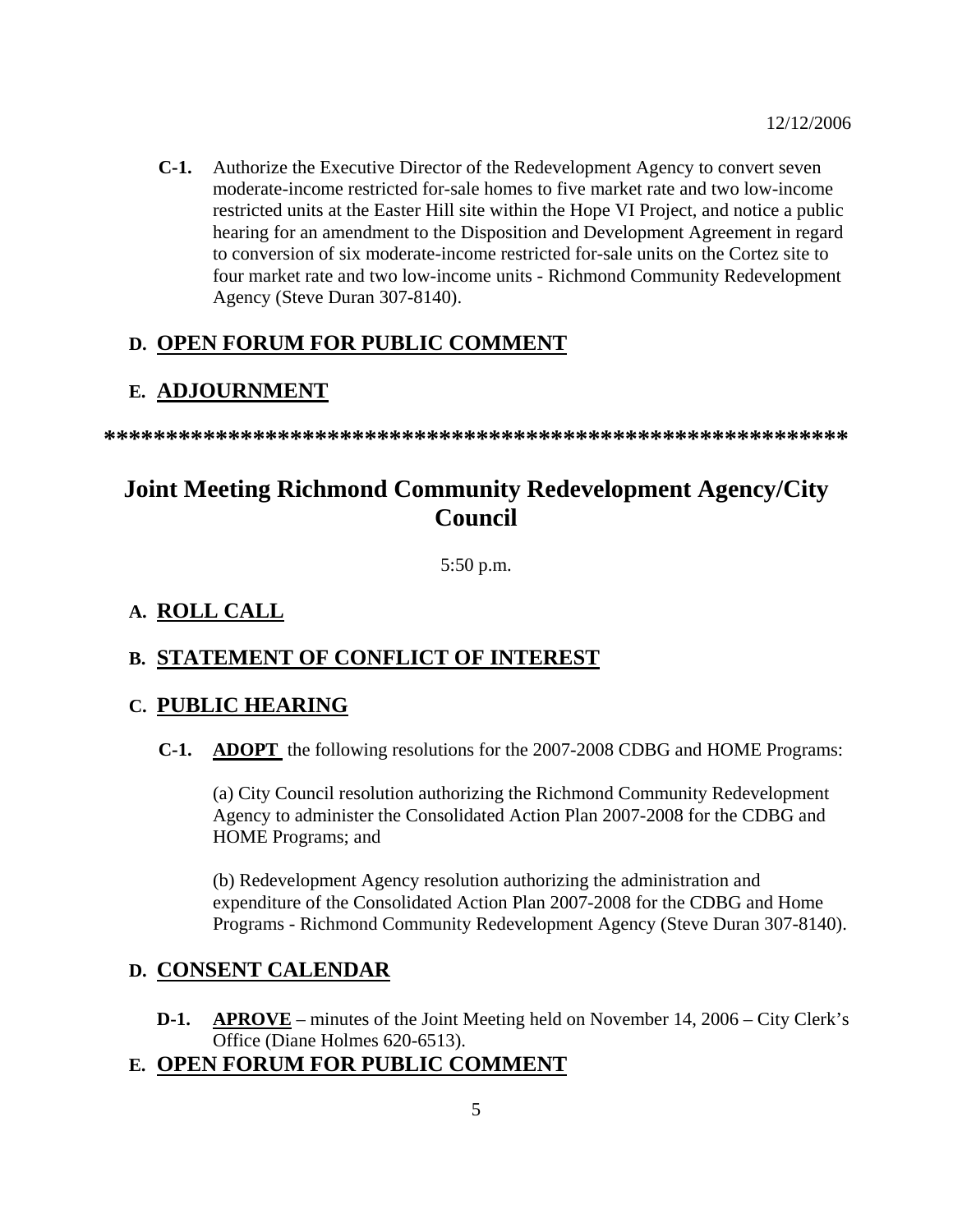12/12/2006

**C-1.** Authorize the Executive Director of the Redevelopment Agency to convert seven moderate-income restricted for-sale homes to five market rate and two low-income restricted units at the Easter Hill site within the Hope VI Project, and notice a public hearing for an amendment to the Disposition and Development Agreement in regard to conversion of six moderate-income restricted for-sale units on the Cortez site to four market rate and two low-income units - Richmond Community Redevelopment Agency (Steve Duran 307-8140).

**D. OPEN FORUM FOR PUBLIC COMMENT**

**E. ADJOURNMENT**

*************************************************************

# Joint Meeting Richmond Community Redevelopment Agency/City Council

5:50 p.m.

**A. ROLL CALL**

**B. STATEMENT OF CONFLICT OF INTEREST**

**C. PUBLIC HEARING**

**C-1.** **ADOPT** the following resolutions for the 2007-2008 CDBG and HOME Programs:

(a) City Council resolution authorizing the Richmond Community Redevelopment Agency to administer the Consolidated Action Plan 2007-2008 for the CDBG and HOME Programs; and

(b) Redevelopment Agency resolution authorizing the administration and expenditure of the Consolidated Action Plan 2007-2008 for the CDBG and Home Programs - Richmond Community Redevelopment Agency (Steve Duran 307-8140).

**D. CONSENT CALENDAR**

**D-1.** **APROVE** – minutes of the Joint Meeting held on November 14, 2006 – City Clerk's Office (Diane Holmes 620-6513).

**E. OPEN FORUM FOR PUBLIC COMMENT**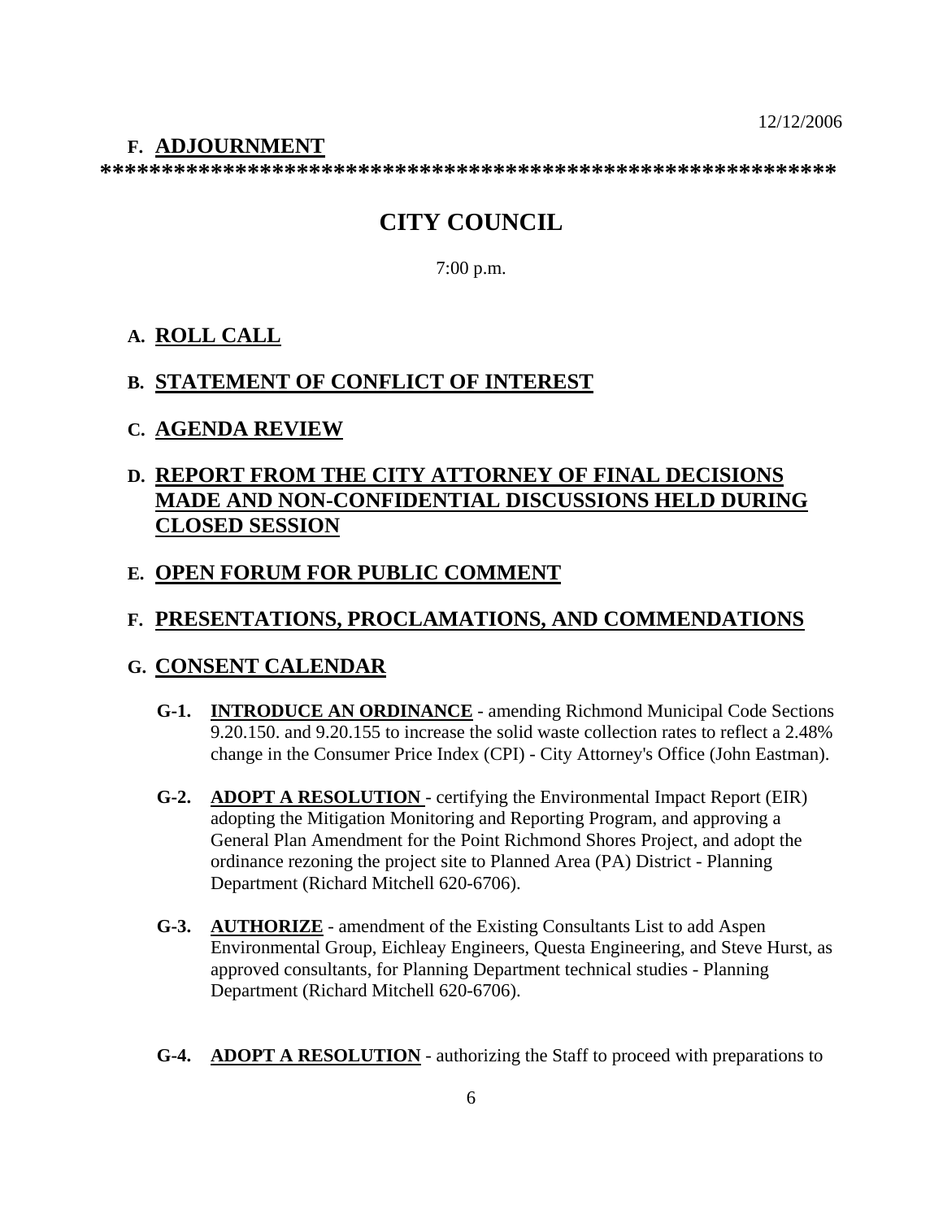12/12/2006

**F. ADJOURNMENT**

*************************************************************

# CITY COUNCIL

7:00 p.m.

**A. ROLL CALL**

**B. STATEMENT OF CONFLICT OF INTEREST**

**C. AGENDA REVIEW**

**D. REPORT FROM THE CITY ATTORNEY OF FINAL DECISIONS MADE AND NON-CONFIDENTIAL DISCUSSIONS HELD DURING CLOSED SESSION**

**E. OPEN FORUM FOR PUBLIC COMMENT**

**F. PRESENTATIONS, PROCLAMATIONS, AND COMMENDATIONS**

**G. CONSENT CALENDAR**

**G-1. INTRODUCE AN ORDINANCE** - amending Richmond Municipal Code Sections 9.20.150. and 9.20.155 to increase the solid waste collection rates to reflect a 2.48% change in the Consumer Price Index (CPI) - City Attorney's Office (John Eastman).

**G-2. ADOPT A RESOLUTION** - certifying the Environmental Impact Report (EIR) adopting the Mitigation Monitoring and Reporting Program, and approving a General Plan Amendment for the Point Richmond Shores Project, and adopt the ordinance rezoning the project site to Planned Area (PA) District - Planning Department (Richard Mitchell 620-6706).

**G-3. AUTHORIZE** - amendment of the Existing Consultants List to add Aspen Environmental Group, Eichleay Engineers, Questa Engineering, and Steve Hurst, as approved consultants, for Planning Department technical studies - Planning Department (Richard Mitchell 620-6706).

**G-4. ADOPT A RESOLUTION** - authorizing the Staff to proceed with preparations to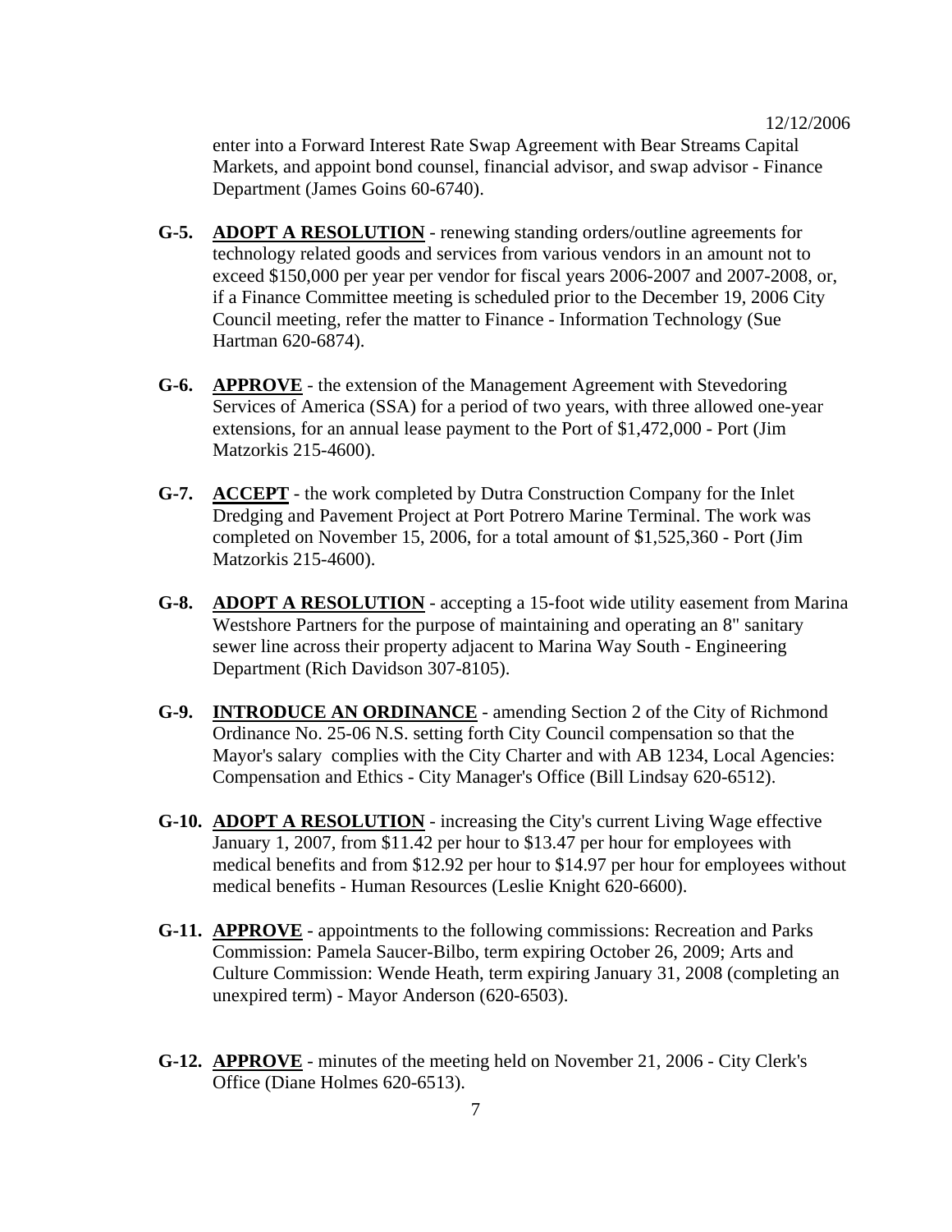enter into a Forward Interest Rate Swap Agreement with Bear Streams Capital Markets, and appoint bond counsel, financial advisor, and swap advisor - Finance Department (James Goins 60-6740).

**G-5.** **ADOPT A RESOLUTION** - renewing standing orders/outline agreements for technology related goods and services from various vendors in an amount not to exceed $150,000 per year per vendor for fiscal years 2006-2007 and 2007-2008, or, if a Finance Committee meeting is scheduled prior to the December 19, 2006 City Council meeting, refer the matter to Finance - Information Technology (Sue Hartman 620-6874).

**G-6.** **APPROVE** - the extension of the Management Agreement with Stevedoring Services of America (SSA) for a period of two years, with three allowed one-year extensions, for an annual lease payment to the Port of $1,472,000 - Port (Jim Matzorkis 215-4600).

**G-7.** **ACCEPT** - the work completed by Dutra Construction Company for the Inlet Dredging and Pavement Project at Port Potrero Marine Terminal. The work was completed on November 15, 2006, for a total amount of $1,525,360 - Port (Jim Matzorkis 215-4600).

**G-8.** **ADOPT A RESOLUTION** - accepting a 15-foot wide utility easement from Marina Westshore Partners for the purpose of maintaining and operating an 8" sanitary sewer line across their property adjacent to Marina Way South - Engineering Department (Rich Davidson 307-8105).

**G-9.** **INTRODUCE AN ORDINANCE** - amending Section 2 of the City of Richmond Ordinance No. 25-06 N.S. setting forth City Council compensation so that the Mayor's salary complies with the City Charter and with AB 1234, Local Agencies: Compensation and Ethics - City Manager's Office (Bill Lindsay 620-6512).

**G-10.** **ADOPT A RESOLUTION** - increasing the City's current Living Wage effective January 1, 2007, from $11.42 per hour to $13.47 per hour for employees with medical benefits and from $12.92 per hour to $14.97 per hour for employees without medical benefits - Human Resources (Leslie Knight 620-6600).

**G-11.** **APPROVE** - appointments to the following commissions: Recreation and Parks Commission: Pamela Saucer-Bilbo, term expiring October 26, 2009; Arts and Culture Commission: Wende Heath, term expiring January 31, 2008 (completing an unexpired term) - Mayor Anderson (620-6503).

**G-12.** **APPROVE** - minutes of the meeting held on November 21, 2006 - City Clerk's Office (Diane Holmes 620-6513).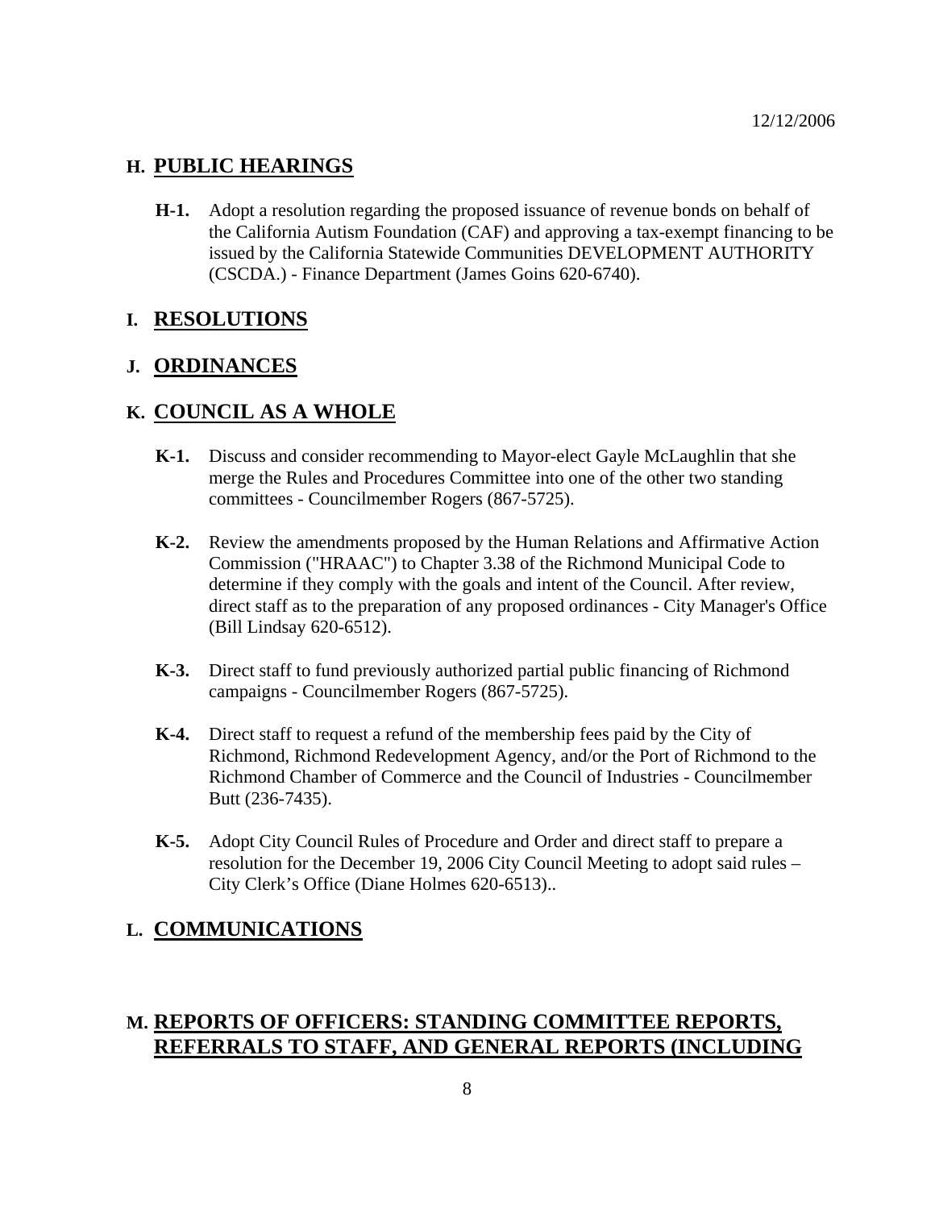## H. PUBLIC HEARINGS

**H-1.** Adopt a resolution regarding the proposed issuance of revenue bonds on behalf of the California Autism Foundation (CAF) and approving a tax-exempt financing to be issued by the California Statewide Communities DEVELOPMENT AUTHORITY (CSCDA.) - Finance Department (James Goins 620-6740).

## I. RESOLUTIONS

## J. ORDINANCES

## K. COUNCIL AS A WHOLE

**K-1.** Discuss and consider recommending to Mayor-elect Gayle McLaughlin that she merge the Rules and Procedures Committee into one of the other two standing committees - Councilmember Rogers (867-5725).

**K-2.** Review the amendments proposed by the Human Relations and Affirmative Action Commission ("HRAAC") to Chapter 3.38 of the Richmond Municipal Code to determine if they comply with the goals and intent of the Council. After review, direct staff as to the preparation of any proposed ordinances - City Manager's Office (Bill Lindsay 620-6512).

**K-3.** Direct staff to fund previously authorized partial public financing of Richmond campaigns - Councilmember Rogers (867-5725).

**K-4.** Direct staff to request a refund of the membership fees paid by the City of Richmond, Richmond Redevelopment Agency, and/or the Port of Richmond to the Richmond Chamber of Commerce and the Council of Industries - Councilmember Butt (236-7435).

**K-5.** Adopt City Council Rules of Procedure and Order and direct staff to prepare a resolution for the December 19, 2006 City Council Meeting to adopt said rules – City Clerk's Office (Diane Holmes 620-6513)..

## L. COMMUNICATIONS

## M. REPORTS OF OFFICERS: STANDING COMMITTEE REPORTS, REFERRALS TO STAFF, AND GENERAL REPORTS (INCLUDING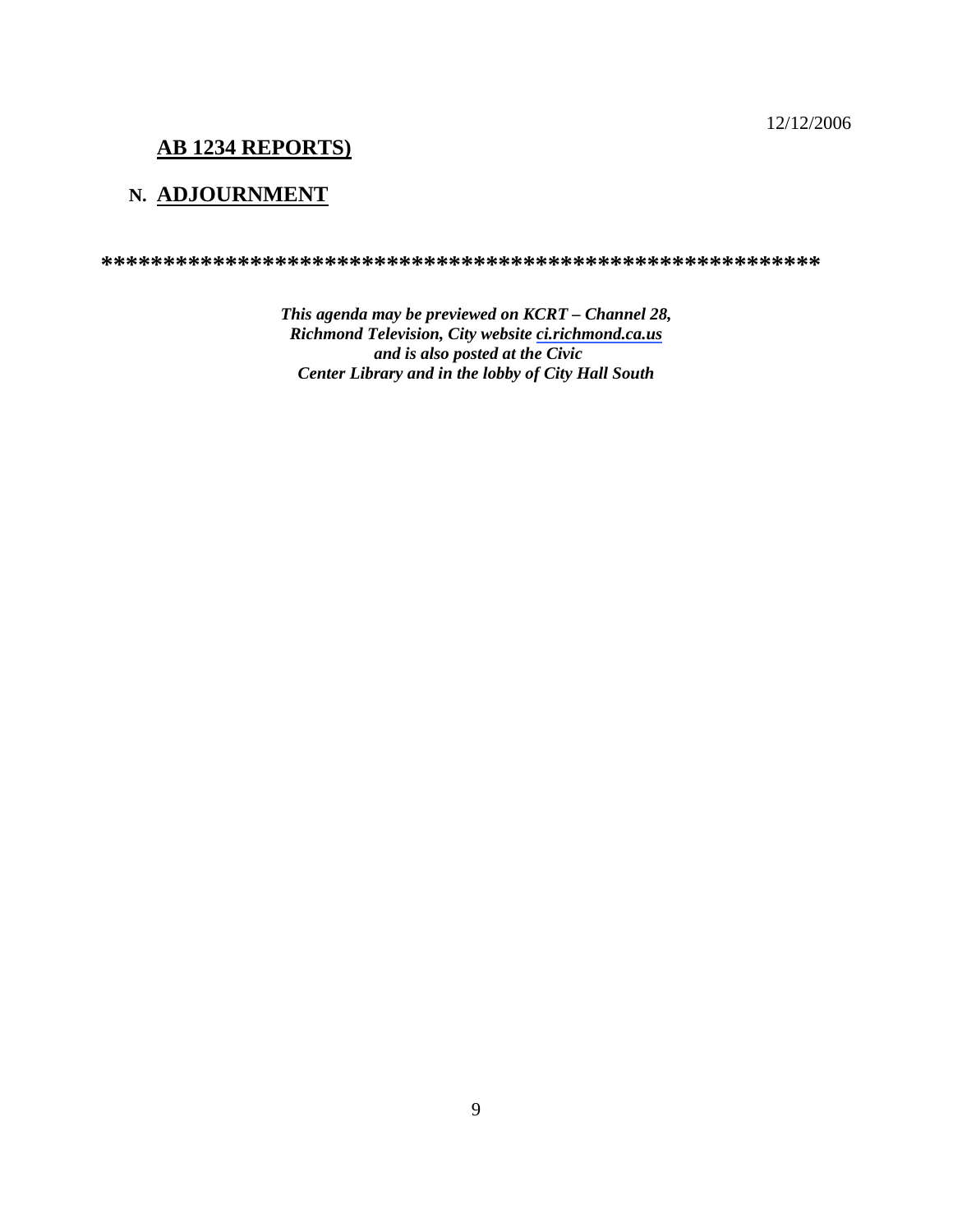## AB 1234 REPORTS)

## N. ADJOURNMENT

**********************************************************

***This agenda may be previewed on KCRT – Channel 28, Richmond Television, City website ci.richmond.ca.us and is also posted at the Civic Center Library and in the lobby of City Hall South***